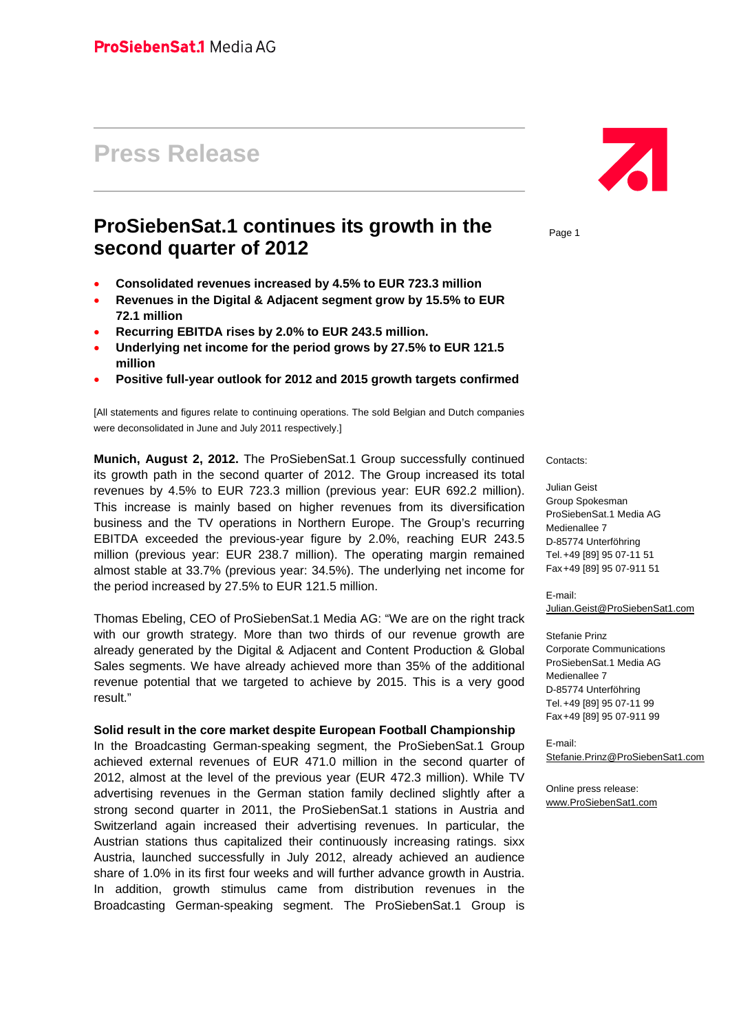ProSiebenSat.1 Media AG

# Press Release

## ProSiebenSat.1 continues its growth in the second quarter of 2012

- **Consolidated revenues increased by 4.5% to EUR 723.3 million**
- **Revenues in the Digital & Adjacent segment grow by 15.5% to EUR 72.1 million**
- **Recurring EBITDA rises by 2.0% to EUR 243.5 million.**
- **Underlying net income for the period grows by 27.5% to EUR 121.5 million**
- **Positive full-year outlook for 2012 and 2015 growth targets confirmed**

[All statements and figures relate to continuing operations. The sold Belgian and Dutch companies were deconsolidated in June and July 2011 respectively.]

**Munich, August 2, 2012.** The ProSiebenSat.1 Group successfully continued its growth path in the second quarter of 2012. The Group increased its total revenues by 4.5% to EUR 723.3 million (previous year: EUR 692.2 million). This increase is mainly based on higher revenues from its diversification business and the TV operations in Northern Europe. The Group's recurring EBITDA exceeded the previous-year figure by 2.0%, reaching EUR 243.5 million (previous year: EUR 238.7 million). The operating margin remained almost stable at 33.7% (previous year: 34.5%). The underlying net income for the period increased by 27.5% to EUR 121.5 million.

Thomas Ebeling, CEO of ProSiebenSat.1 Media AG: "We are on the right track with our growth strategy. More than two thirds of our revenue growth are already generated by the Digital & Adjacent and Content Production & Global Sales segments. We have already achieved more than 35% of the additional revenue potential that we targeted to achieve by 2015. This is a very good result."

**Solid result in the core market despite European Football Championship**

In the Broadcasting German-speaking segment, the ProSiebenSat.1 Group achieved external revenues of EUR 471.0 million in the second quarter of 2012, almost at the level of the previous year (EUR 472.3 million). While TV advertising revenues in the German station family declined slightly after a strong second quarter in 2011, the ProSiebenSat.1 stations in Austria and Switzerland again increased their advertising revenues. In particular, the Austrian stations thus capitalized their continuously increasing ratings. sixx Austria, launched successfully in July 2012, already achieved an audience share of 1.0% in its first four weeks and will further advance growth in Austria. In addition, growth stimulus came from distribution revenues in the Broadcasting German-speaking segment. The ProSiebenSat.1 Group is

Contacts:

Julian Geist
Group Spokesman
ProSiebenSat.1 Media AG
Medienallee 7
D-85774 Unterföhring
Tel. +49 [89] 95 07-11 51
Fax +49 [89] 95 07-911 51

E-mail:
Julian.Geist@ProSiebenSat1.com

Stefanie Prinz
Corporate Communications
ProSiebenSat.1 Media AG
Medienallee 7
D-85774 Unterföhring
Tel. +49 [89] 95 07-11 99
Fax +49 [89] 95 07-911 99

E-mail:
Stefanie.Prinz@ProSiebenSat1.com

Online press release:
www.ProSiebenSat1.com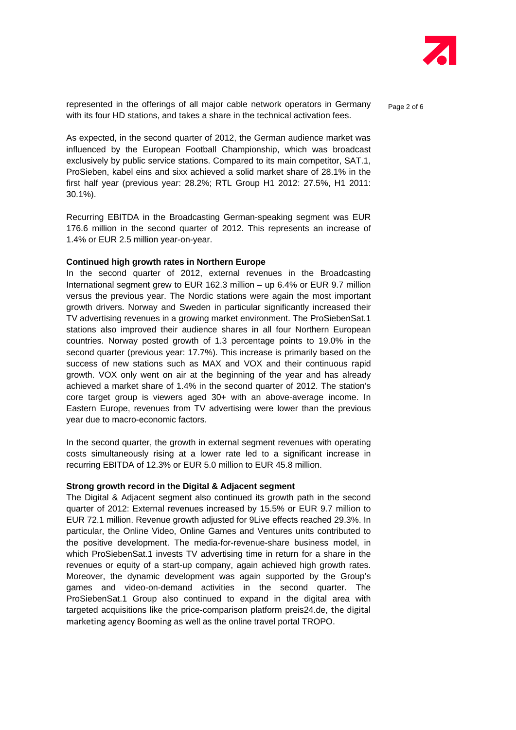represented in the offerings of all major cable network operators in Germany with its four HD stations, and takes a share in the technical activation fees.

As expected, in the second quarter of 2012, the German audience market was influenced by the European Football Championship, which was broadcast exclusively by public service stations. Compared to its main competitor, SAT.1, ProSieben, kabel eins and sixx achieved a solid market share of 28.1% in the first half year (previous year: 28.2%; RTL Group H1 2012: 27.5%, H1 2011: 30.1%).

Recurring EBITDA in the Broadcasting German-speaking segment was EUR 176.6 million in the second quarter of 2012. This represents an increase of 1.4% or EUR 2.5 million year-on-year.

**Continued high growth rates in Northern Europe**

In the second quarter of 2012, external revenues in the Broadcasting International segment grew to EUR 162.3 million – up 6.4% or EUR 9.7 million versus the previous year. The Nordic stations were again the most important growth drivers. Norway and Sweden in particular significantly increased their TV advertising revenues in a growing market environment. The ProSiebenSat.1 stations also improved their audience shares in all four Northern European countries. Norway posted growth of 1.3 percentage points to 19.0% in the second quarter (previous year: 17.7%). This increase is primarily based on the success of new stations such as MAX and VOX and their continuous rapid growth. VOX only went on air at the beginning of the year and has already achieved a market share of 1.4% in the second quarter of 2012. The station's core target group is viewers aged 30+ with an above-average income. In Eastern Europe, revenues from TV advertising were lower than the previous year due to macro-economic factors.

In the second quarter, the growth in external segment revenues with operating costs simultaneously rising at a lower rate led to a significant increase in recurring EBITDA of 12.3% or EUR 5.0 million to EUR 45.8 million.

**Strong growth record in the Digital & Adjacent segment**

The Digital & Adjacent segment also continued its growth path in the second quarter of 2012: External revenues increased by 15.5% or EUR 9.7 million to EUR 72.1 million. Revenue growth adjusted for 9Live effects reached 29.3%. In particular, the Online Video, Online Games and Ventures units contributed to the positive development. The media-for-revenue-share business model, in which ProSiebenSat.1 invests TV advertising time in return for a share in the revenues or equity of a start-up company, again achieved high growth rates. Moreover, the dynamic development was again supported by the Group's games and video-on-demand activities in the second quarter. The ProSiebenSat.1 Group also continued to expand in the digital area with targeted acquisitions like the price-comparison platform preis24.de, the digital marketing agency Booming as well as the online travel portal TROPO.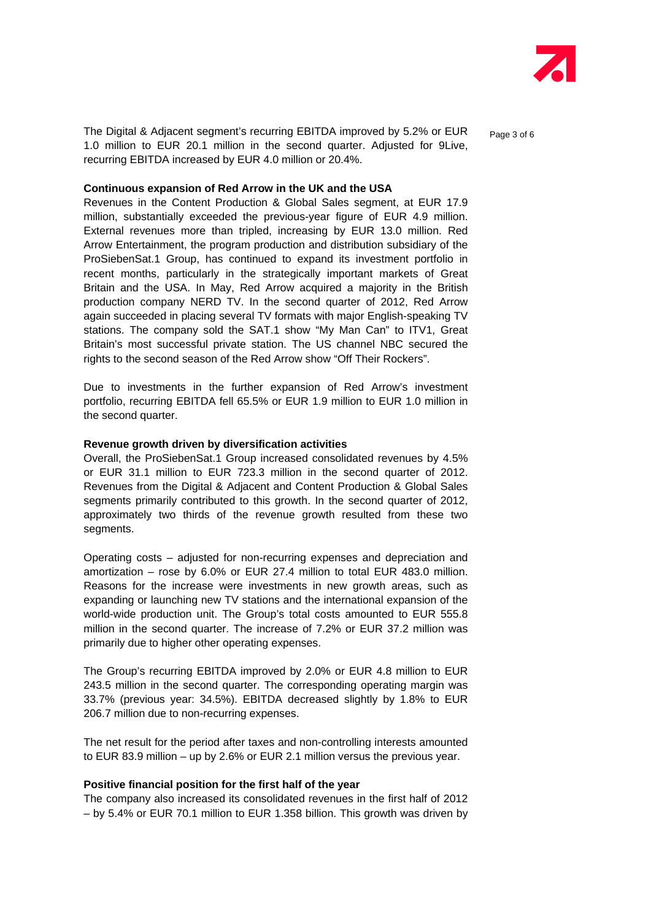The Digital & Adjacent segment's recurring EBITDA improved by 5.2% or EUR 1.0 million to EUR 20.1 million in the second quarter. Adjusted for 9Live, recurring EBITDA increased by EUR 4.0 million or 20.4%.

**Continuous expansion of Red Arrow in the UK and the USA**

Revenues in the Content Production & Global Sales segment, at EUR 17.9 million, substantially exceeded the previous-year figure of EUR 4.9 million. External revenues more than tripled, increasing by EUR 13.0 million. Red Arrow Entertainment, the program production and distribution subsidiary of the ProSiebenSat.1 Group, has continued to expand its investment portfolio in recent months, particularly in the strategically important markets of Great Britain and the USA. In May, Red Arrow acquired a majority in the British production company NERD TV. In the second quarter of 2012, Red Arrow again succeeded in placing several TV formats with major English-speaking TV stations. The company sold the SAT.1 show "My Man Can" to ITV1, Great Britain's most successful private station. The US channel NBC secured the rights to the second season of the Red Arrow show "Off Their Rockers".

Due to investments in the further expansion of Red Arrow's investment portfolio, recurring EBITDA fell 65.5% or EUR 1.9 million to EUR 1.0 million in the second quarter.

**Revenue growth driven by diversification activities**

Overall, the ProSiebenSat.1 Group increased consolidated revenues by 4.5% or EUR 31.1 million to EUR 723.3 million in the second quarter of 2012. Revenues from the Digital & Adjacent and Content Production & Global Sales segments primarily contributed to this growth. In the second quarter of 2012, approximately two thirds of the revenue growth resulted from these two segments.

Operating costs – adjusted for non-recurring expenses and depreciation and amortization – rose by 6.0% or EUR 27.4 million to total EUR 483.0 million. Reasons for the increase were investments in new growth areas, such as expanding or launching new TV stations and the international expansion of the world-wide production unit. The Group's total costs amounted to EUR 555.8 million in the second quarter. The increase of 7.2% or EUR 37.2 million was primarily due to higher other operating expenses.

The Group's recurring EBITDA improved by 2.0% or EUR 4.8 million to EUR 243.5 million in the second quarter. The corresponding operating margin was 33.7% (previous year: 34.5%). EBITDA decreased slightly by 1.8% to EUR 206.7 million due to non-recurring expenses.

The net result for the period after taxes and non-controlling interests amounted to EUR 83.9 million – up by 2.6% or EUR 2.1 million versus the previous year.

**Positive financial position for the first half of the year**

The company also increased its consolidated revenues in the first half of 2012 – by 5.4% or EUR 70.1 million to EUR 1.358 billion. This growth was driven by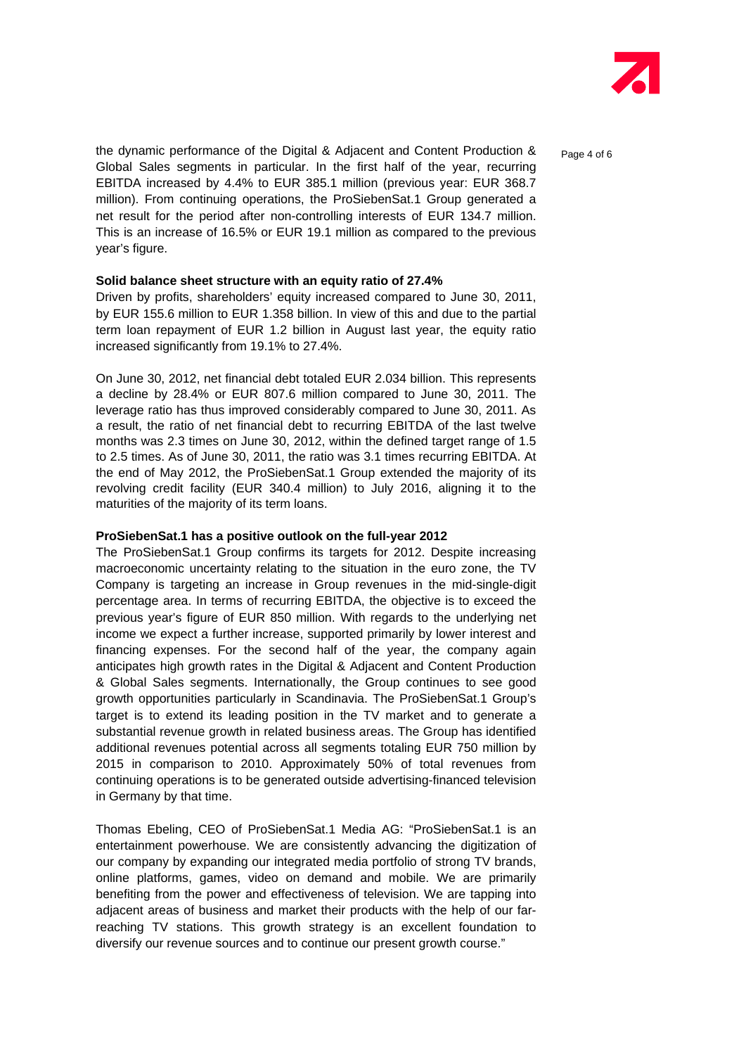the dynamic performance of the Digital & Adjacent and Content Production & Global Sales segments in particular. In the first half of the year, recurring EBITDA increased by 4.4% to EUR 385.1 million (previous year: EUR 368.7 million). From continuing operations, the ProSiebenSat.1 Group generated a net result for the period after non-controlling interests of EUR 134.7 million. This is an increase of 16.5% or EUR 19.1 million as compared to the previous year's figure.

**Solid balance sheet structure with an equity ratio of 27.4%**

Driven by profits, shareholders' equity increased compared to June 30, 2011, by EUR 155.6 million to EUR 1.358 billion. In view of this and due to the partial term loan repayment of EUR 1.2 billion in August last year, the equity ratio increased significantly from 19.1% to 27.4%.

On June 30, 2012, net financial debt totaled EUR 2.034 billion. This represents a decline by 28.4% or EUR 807.6 million compared to June 30, 2011. The leverage ratio has thus improved considerably compared to June 30, 2011. As a result, the ratio of net financial debt to recurring EBITDA of the last twelve months was 2.3 times on June 30, 2012, within the defined target range of 1.5 to 2.5 times. As of June 30, 2011, the ratio was 3.1 times recurring EBITDA. At the end of May 2012, the ProSiebenSat.1 Group extended the majority of its revolving credit facility (EUR 340.4 million) to July 2016, aligning it to the maturities of the majority of its term loans.

**ProSiebenSat.1 has a positive outlook on the full-year 2012**

The ProSiebenSat.1 Group confirms its targets for 2012. Despite increasing macroeconomic uncertainty relating to the situation in the euro zone, the TV Company is targeting an increase in Group revenues in the mid-single-digit percentage area. In terms of recurring EBITDA, the objective is to exceed the previous year's figure of EUR 850 million. With regards to the underlying net income we expect a further increase, supported primarily by lower interest and financing expenses. For the second half of the year, the company again anticipates high growth rates in the Digital & Adjacent and Content Production & Global Sales segments. Internationally, the Group continues to see good growth opportunities particularly in Scandinavia. The ProSiebenSat.1 Group's target is to extend its leading position in the TV market and to generate a substantial revenue growth in related business areas. The Group has identified additional revenues potential across all segments totaling EUR 750 million by 2015 in comparison to 2010. Approximately 50% of total revenues from continuing operations is to be generated outside advertising-financed television in Germany by that time.

Thomas Ebeling, CEO of ProSiebenSat.1 Media AG: "ProSiebenSat.1 is an entertainment powerhouse. We are consistently advancing the digitization of our company by expanding our integrated media portfolio of strong TV brands, online platforms, games, video on demand and mobile. We are primarily benefiting from the power and effectiveness of television. We are tapping into adjacent areas of business and market their products with the help of our far-reaching TV stations. This growth strategy is an excellent foundation to diversify our revenue sources and to continue our present growth course."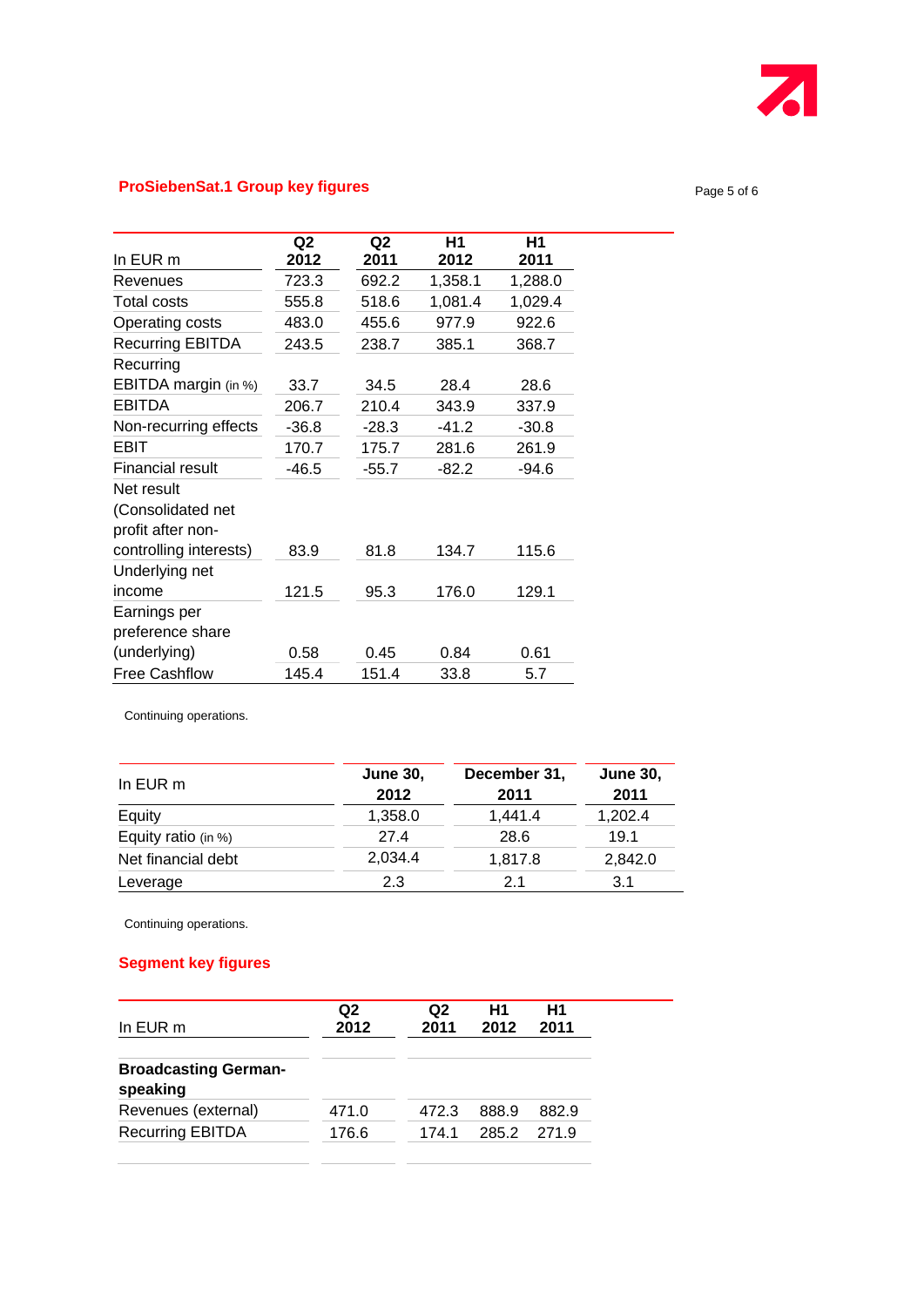## ProSiebenSat.1 Group key figures

| In EUR m | Q2 2012 | Q2 2011 | H1 2012 | H1 2011 |
|---|---|---|---|---|
| Revenues | 723.3 | 692.2 | 1,358.1 | 1,288.0 |
| Total costs | 555.8 | 518.6 | 1,081.4 | 1,029.4 |
| Operating costs | 483.0 | 455.6 | 977.9 | 922.6 |
| Recurring EBITDA | 243.5 | 238.7 | 385.1 | 368.7 |
| Recurring EBITDA margin (in %) | 33.7 | 34.5 | 28.4 | 28.6 |
| EBITDA | 206.7 | 210.4 | 343.9 | 337.9 |
| Non-recurring effects | -36.8 | -28.3 | -41.2 | -30.8 |
| EBIT | 170.7 | 175.7 | 281.6 | 261.9 |
| Financial result | -46.5 | -55.7 | -82.2 | -94.6 |
| Net result (Consolidated net profit after non-controlling interests) | 83.9 | 81.8 | 134.7 | 115.6 |
| Underlying net income | 121.5 | 95.3 | 176.0 | 129.1 |
| Earnings per preference share (underlying) | 0.58 | 0.45 | 0.84 | 0.61 |
| Free Cashflow | 145.4 | 151.4 | 33.8 | 5.7 |

Continuing operations.

| In EUR m | June 30, 2012 | December 31, 2011 | June 30, 2011 |
|---|---|---|---|
| Equity | 1,358.0 | 1,441.4 | 1,202.4 |
| Equity ratio (in %) | 27.4 | 28.6 | 19.1 |
| Net financial debt | 2,034.4 | 1,817.8 | 2,842.0 |
| Leverage | 2.3 | 2.1 | 3.1 |

Continuing operations.

## Segment key figures

| In EUR m | Q2 2012 | Q2 2011 | H1 2012 | H1 2011 |
|---|---|---|---|---|
| **Broadcasting German-speaking** | | | | |
| Revenues (external) | 471.0 | 472.3 | 888.9 | 882.9 |
| Recurring EBITDA | 176.6 | 174.1 | 285.2 | 271.9 |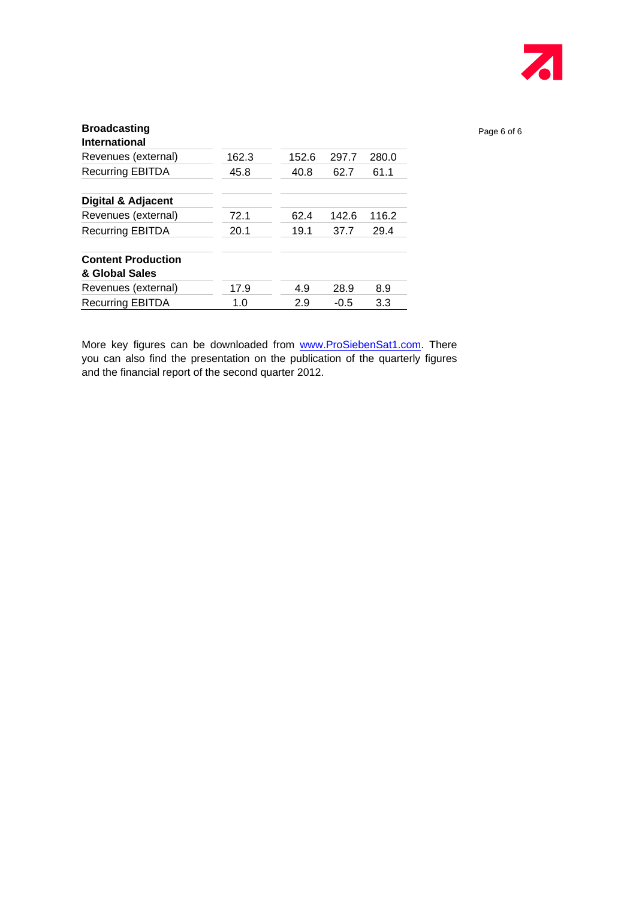| | | | | |
|---|---|---|---|---|
| **Broadcasting International** | | | | |
| Revenues (external) | 162.3 | 152.6 | 297.7 | 280.0 |
| Recurring EBITDA | 45.8 | 40.8 | 62.7 | 61.1 |
| **Digital & Adjacent** | | | | |
| Revenues (external) | 72.1 | 62.4 | 142.6 | 116.2 |
| Recurring EBITDA | 20.1 | 19.1 | 37.7 | 29.4 |
| **Content Production & Global Sales** | | | | |
| Revenues (external) | 17.9 | 4.9 | 28.9 | 8.9 |
| Recurring EBITDA | 1.0 | 2.9 | -0.5 | 3.3 |

More key figures can be downloaded from www.ProSiebenSat1.com. There you can also find the presentation on the publication of the quarterly figures and the financial report of the second quarter 2012.